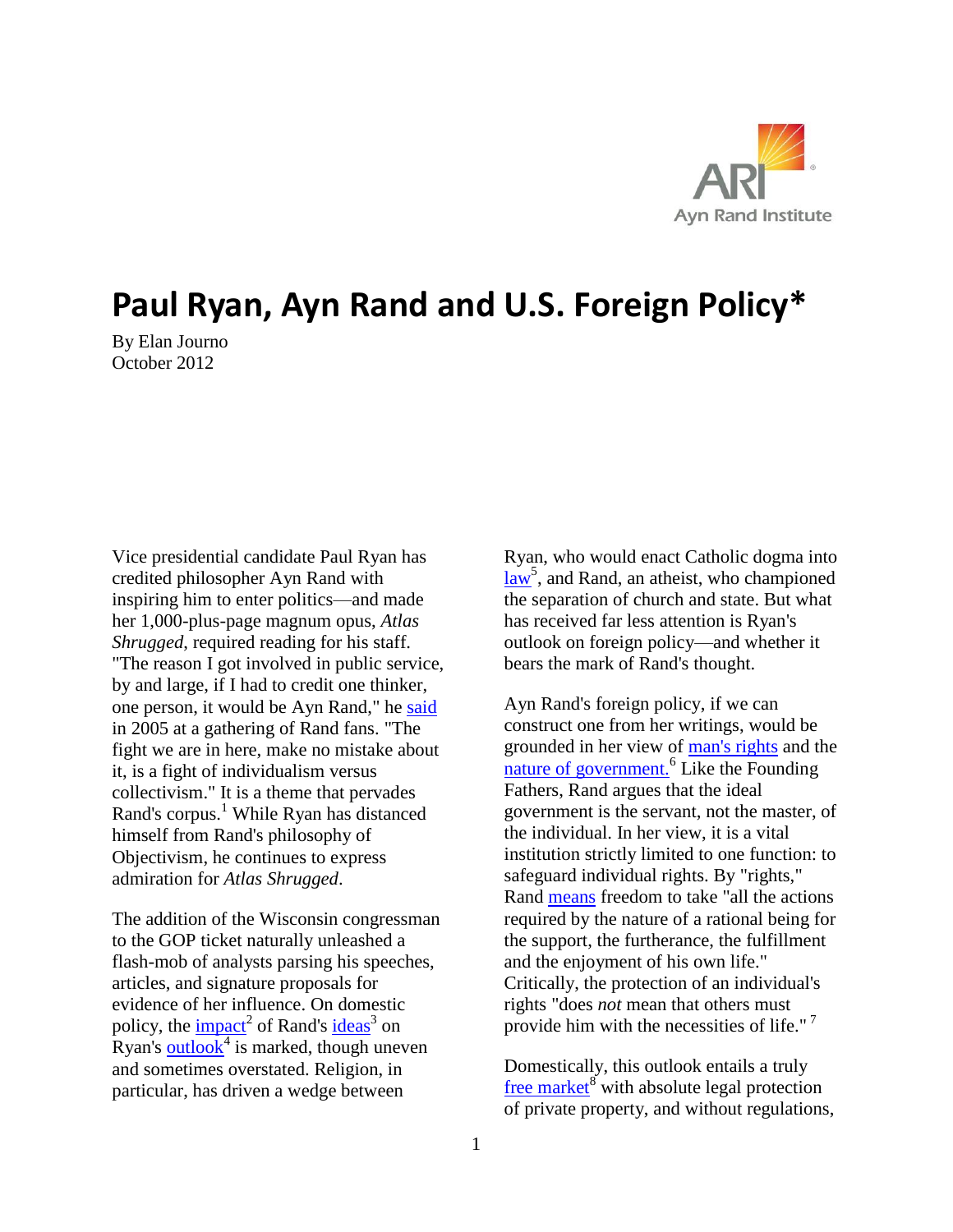Ayn Rand Institute

# Paul Ryan, Ayn Rand and U.S. Foreign Policy*

By Elan Journo
October 2012

Vice presidential candidate Paul Ryan has credited philosopher Ayn Rand with inspiring him to enter politics—and made her 1,000-plus-page magnum opus, *Atlas Shrugged*, required reading for his staff. "The reason I got involved in public service, by and large, if I had to credit one thinker, one person, it would be Ayn Rand," he said in 2005 at a gathering of Rand fans. "The fight we are in here, make no mistake about it, is a fight of individualism versus collectivism." It is a theme that pervades Rand's corpus.[1] While Ryan has distanced himself from Rand's philosophy of Objectivism, he continues to express admiration for *Atlas Shrugged*.

The addition of the Wisconsin congressman to the GOP ticket naturally unleashed a flash-mob of analysts parsing his speeches, articles, and signature proposals for evidence of her influence. On domestic policy, the impact[2] of Rand's ideas[3] on Ryan's outlook[4] is marked, though uneven and sometimes overstated. Religion, in particular, has driven a wedge between Ryan, who would enact Catholic dogma into law[5], and Rand, an atheist, who championed the separation of church and state. But what has received far less attention is Ryan's outlook on foreign policy—and whether it bears the mark of Rand's thought.

Ayn Rand's foreign policy, if we can construct one from her writings, would be grounded in her view of man's rights and the nature of government.[6] Like the Founding Fathers, Rand argues that the ideal government is the servant, not the master, of the individual. In her view, it is a vital institution strictly limited to one function: to safeguard individual rights. By "rights," Rand means freedom to take "all the actions required by the nature of a rational being for the support, the furtherance, the fulfillment and the enjoyment of his own life." Critically, the protection of an individual's rights "does *not* mean that others must provide him with the necessities of life." [7]

Domestically, this outlook entails a truly free market[8] with absolute legal protection of private property, and without regulations,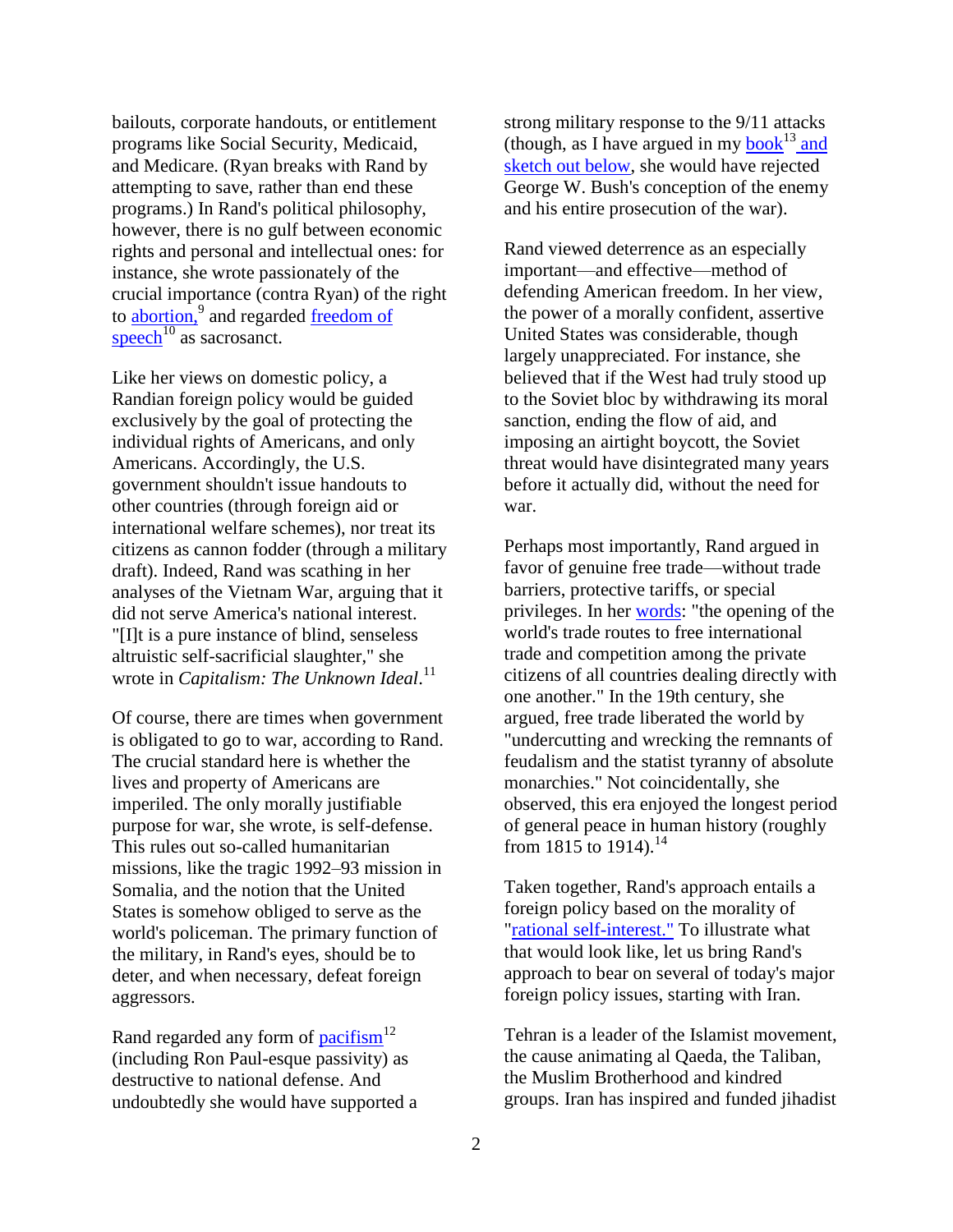bailouts, corporate handouts, or entitlement programs like Social Security, Medicaid, and Medicare. (Ryan breaks with Rand by attempting to save, rather than end these programs.) In Rand's political philosophy, however, there is no gulf between economic rights and personal and intellectual ones: for instance, she wrote passionately of the crucial importance (contra Ryan) of the right to abortion,[9] and regarded freedom of speech[10] as sacrosanct.

Like her views on domestic policy, a Randian foreign policy would be guided exclusively by the goal of protecting the individual rights of Americans, and only Americans. Accordingly, the U.S. government shouldn't issue handouts to other countries (through foreign aid or international welfare schemes), nor treat its citizens as cannon fodder (through a military draft). Indeed, Rand was scathing in her analyses of the Vietnam War, arguing that it did not serve America's national interest. "[I]t is a pure instance of blind, senseless altruistic self-sacrificial slaughter," she wrote in *Capitalism: The Unknown Ideal*.[11]

Of course, there are times when government is obligated to go to war, according to Rand. The crucial standard here is whether the lives and property of Americans are imperiled. The only morally justifiable purpose for war, she wrote, is self-defense. This rules out so-called humanitarian missions, like the tragic 1992–93 mission in Somalia, and the notion that the United States is somehow obliged to serve as the world's policeman. The primary function of the military, in Rand's eyes, should be to deter, and when necessary, defeat foreign aggressors.

Rand regarded any form of pacifism[12] (including Ron Paul-esque passivity) as destructive to national defense. And undoubtedly she would have supported a strong military response to the 9/11 attacks (though, as I have argued in my book[13] and sketch out below, she would have rejected George W. Bush's conception of the enemy and his entire prosecution of the war).

Rand viewed deterrence as an especially important—and effective—method of defending American freedom. In her view, the power of a morally confident, assertive United States was considerable, though largely unappreciated. For instance, she believed that if the West had truly stood up to the Soviet bloc by withdrawing its moral sanction, ending the flow of aid, and imposing an airtight boycott, the Soviet threat would have disintegrated many years before it actually did, without the need for war.

Perhaps most importantly, Rand argued in favor of genuine free trade—without trade barriers, protective tariffs, or special privileges. In her words: "the opening of the world's trade routes to free international trade and competition among the private citizens of all countries dealing directly with one another." In the 19th century, she argued, free trade liberated the world by "undercutting and wrecking the remnants of feudalism and the statist tyranny of absolute monarchies." Not coincidentally, she observed, this era enjoyed the longest period of general peace in human history (roughly from 1815 to 1914).[14]

Taken together, Rand's approach entails a foreign policy based on the morality of "rational self-interest." To illustrate what that would look like, let us bring Rand's approach to bear on several of today's major foreign policy issues, starting with Iran.

Tehran is a leader of the Islamist movement, the cause animating al Qaeda, the Taliban, the Muslim Brotherhood and kindred groups. Iran has inspired and funded jihadist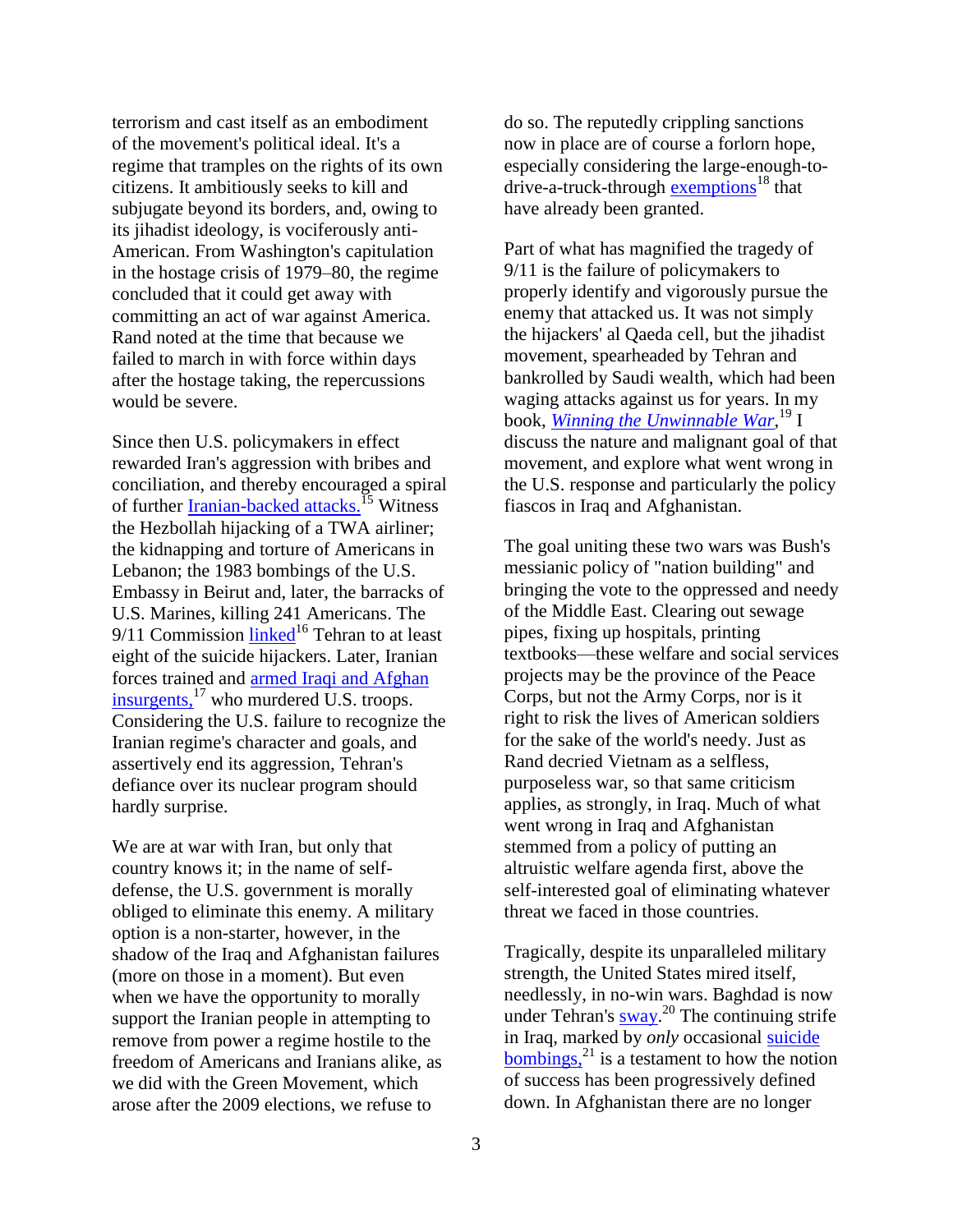terrorism and cast itself as an embodiment of the movement's political ideal. It's a regime that tramples on the rights of its own citizens. It ambitiously seeks to kill and subjugate beyond its borders, and, owing to its jihadist ideology, is vociferously anti-American. From Washington's capitulation in the hostage crisis of 1979–80, the regime concluded that it could get away with committing an act of war against America. Rand noted at the time that because we failed to march in with force within days after the hostage taking, the repercussions would be severe.

Since then U.S. policymakers in effect rewarded Iran's aggression with bribes and conciliation, and thereby encouraged a spiral of further Iranian-backed attacks.[15] Witness the Hezbollah hijacking of a TWA airliner; the kidnapping and torture of Americans in Lebanon; the 1983 bombings of the U.S. Embassy in Beirut and, later, the barracks of U.S. Marines, killing 241 Americans. The 9/11 Commission linked[16] Tehran to at least eight of the suicide hijackers. Later, Iranian forces trained and armed Iraqi and Afghan insurgents,[17] who murdered U.S. troops. Considering the U.S. failure to recognize the Iranian regime's character and goals, and assertively end its aggression, Tehran's defiance over its nuclear program should hardly surprise.

We are at war with Iran, but only that country knows it; in the name of self-defense, the U.S. government is morally obliged to eliminate this enemy. A military option is a non-starter, however, in the shadow of the Iraq and Afghanistan failures (more on those in a moment). But even when we have the opportunity to morally support the Iranian people in attempting to remove from power a regime hostile to the freedom of Americans and Iranians alike, as we did with the Green Movement, which arose after the 2009 elections, we refuse to do so. The reputedly crippling sanctions now in place are of course a forlorn hope, especially considering the large-enough-to-drive-a-truck-through exemptions[18] that have already been granted.

Part of what has magnified the tragedy of 9/11 is the failure of policymakers to properly identify and vigorously pursue the enemy that attacked us. It was not simply the hijackers' al Qaeda cell, but the jihadist movement, spearheaded by Tehran and bankrolled by Saudi wealth, which had been waging attacks against us for years. In my book, *Winning the Unwinnable War*,[19] I discuss the nature and malignant goal of that movement, and explore what went wrong in the U.S. response and particularly the policy fiascos in Iraq and Afghanistan.

The goal uniting these two wars was Bush's messianic policy of "nation building" and bringing the vote to the oppressed and needy of the Middle East. Clearing out sewage pipes, fixing up hospitals, printing textbooks—these welfare and social services projects may be the province of the Peace Corps, but not the Army Corps, nor is it right to risk the lives of American soldiers for the sake of the world's needy. Just as Rand decried Vietnam as a selfless, purposeless war, so that same criticism applies, as strongly, in Iraq. Much of what went wrong in Iraq and Afghanistan stemmed from a policy of putting an altruistic welfare agenda first, above the self-interested goal of eliminating whatever threat we faced in those countries.

Tragically, despite its unparalleled military strength, the United States mired itself, needlessly, in no-win wars. Baghdad is now under Tehran's sway.[20] The continuing strife in Iraq, marked by *only* occasional suicide bombings,[21] is a testament to how the notion of success has been progressively defined down. In Afghanistan there are no longer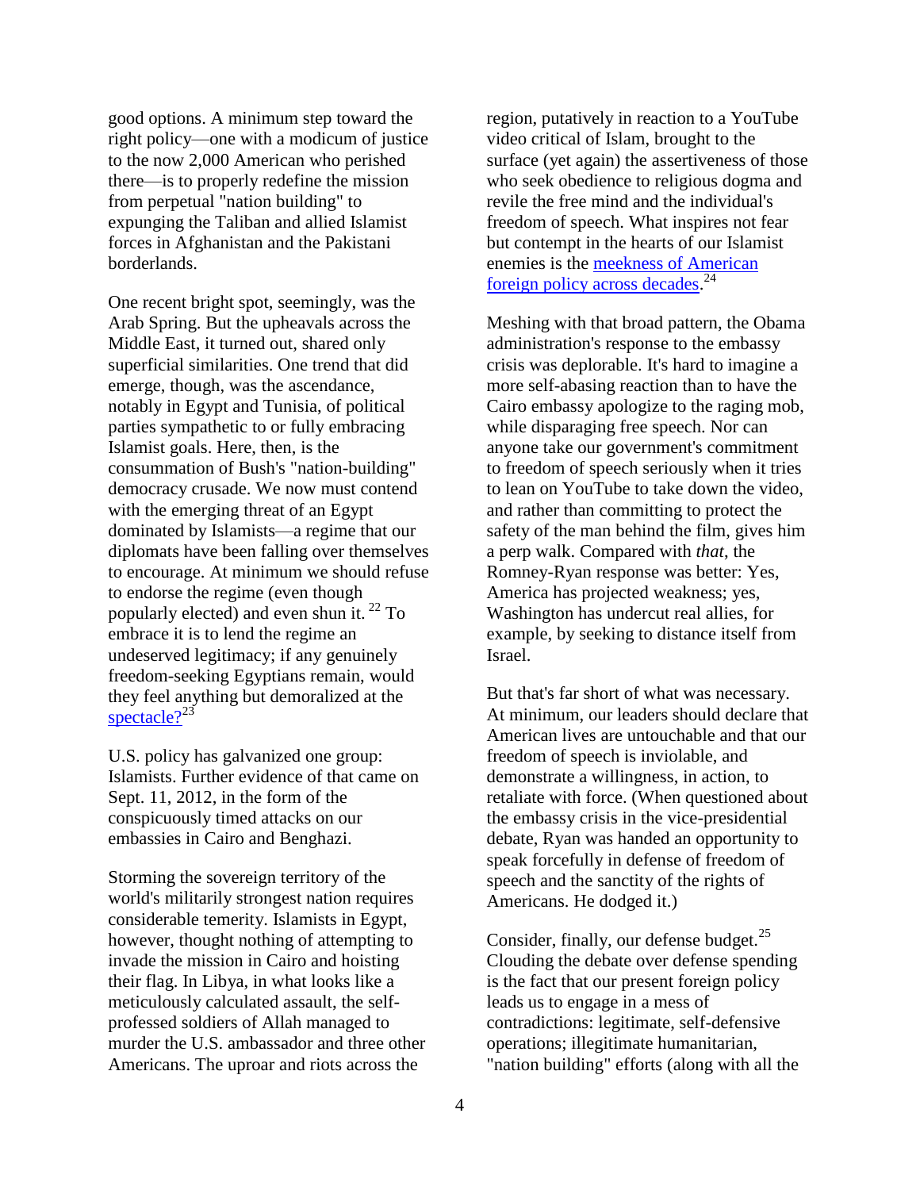good options. A minimum step toward the right policy—one with a modicum of justice to the now 2,000 American who perished there—is to properly redefine the mission from perpetual "nation building" to expunging the Taliban and allied Islamist forces in Afghanistan and the Pakistani borderlands.

One recent bright spot, seemingly, was the Arab Spring. But the upheavals across the Middle East, it turned out, shared only superficial similarities. One trend that did emerge, though, was the ascendance, notably in Egypt and Tunisia, of political parties sympathetic to or fully embracing Islamist goals. Here, then, is the consummation of Bush's "nation-building" democracy crusade. We now must contend with the emerging threat of an Egypt dominated by Islamists—a regime that our diplomats have been falling over themselves to encourage. At minimum we should refuse to endorse the regime (even though popularly elected) and even shun it. [22] To embrace it is to lend the regime an undeserved legitimacy; if any genuinely freedom-seeking Egyptians remain, would they feel anything but demoralized at the spectacle?[23]

U.S. policy has galvanized one group: Islamists. Further evidence of that came on Sept. 11, 2012, in the form of the conspicuously timed attacks on our embassies in Cairo and Benghazi.

Storming the sovereign territory of the world's militarily strongest nation requires considerable temerity. Islamists in Egypt, however, thought nothing of attempting to invade the mission in Cairo and hoisting their flag. In Libya, in what looks like a meticulously calculated assault, the self-professed soldiers of Allah managed to murder the U.S. ambassador and three other Americans. The uproar and riots across the region, putatively in reaction to a YouTube video critical of Islam, brought to the surface (yet again) the assertiveness of those who seek obedience to religious dogma and revile the free mind and the individual's freedom of speech. What inspires not fear but contempt in the hearts of our Islamist enemies is the meekness of American foreign policy across decades.[24]

Meshing with that broad pattern, the Obama administration's response to the embassy crisis was deplorable. It's hard to imagine a more self-abasing reaction than to have the Cairo embassy apologize to the raging mob, while disparaging free speech. Nor can anyone take our government's commitment to freedom of speech seriously when it tries to lean on YouTube to take down the video, and rather than committing to protect the safety of the man behind the film, gives him a perp walk. Compared with *that*, the Romney-Ryan response was better: Yes, America has projected weakness; yes, Washington has undercut real allies, for example, by seeking to distance itself from Israel.

But that's far short of what was necessary. At minimum, our leaders should declare that American lives are untouchable and that our freedom of speech is inviolable, and demonstrate a willingness, in action, to retaliate with force. (When questioned about the embassy crisis in the vice-presidential debate, Ryan was handed an opportunity to speak forcefully in defense of freedom of speech and the sanctity of the rights of Americans. He dodged it.)

Consider, finally, our defense budget.[25] Clouding the debate over defense spending is the fact that our present foreign policy leads us to engage in a mess of contradictions: legitimate, self-defensive operations; illegitimate humanitarian, "nation building" efforts (along with all the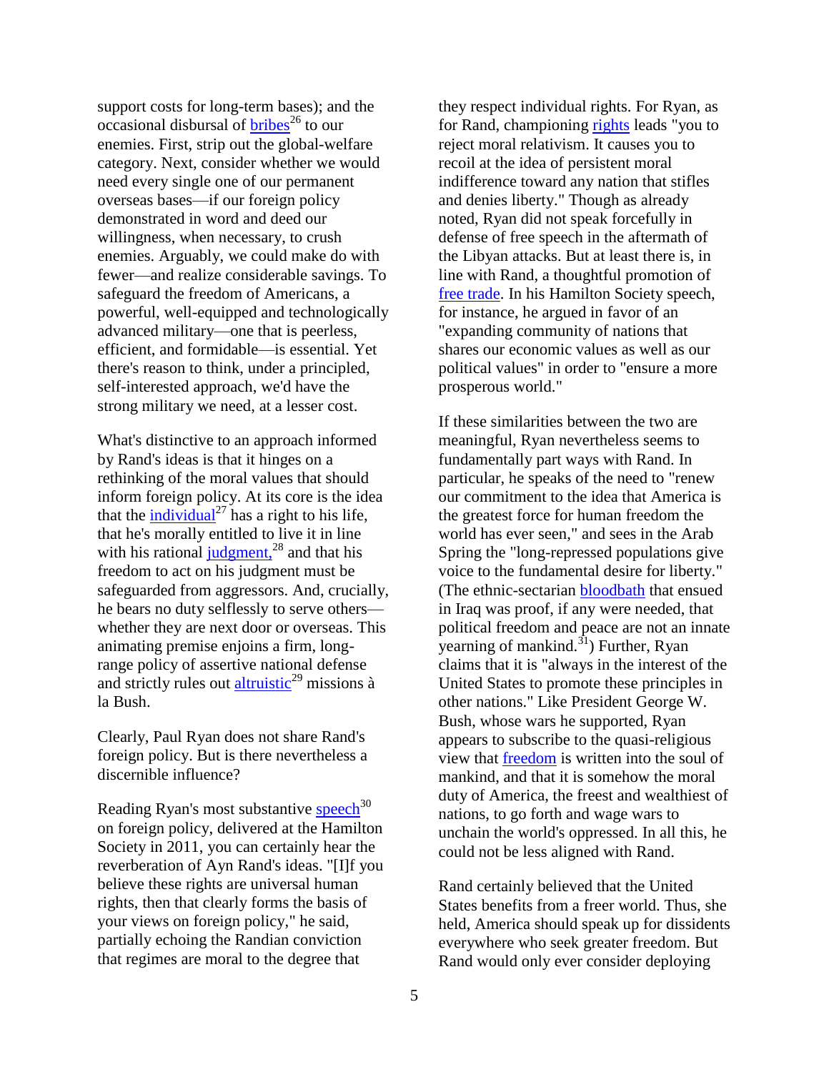support costs for long-term bases); and the occasional disbursal of bribes[26] to our enemies. First, strip out the global-welfare category. Next, consider whether we would need every single one of our permanent overseas bases—if our foreign policy demonstrated in word and deed our willingness, when necessary, to crush enemies. Arguably, we could make do with fewer—and realize considerable savings. To safeguard the freedom of Americans, a powerful, well-equipped and technologically advanced military—one that is peerless, efficient, and formidable—is essential. Yet there's reason to think, under a principled, self-interested approach, we'd have the strong military we need, at a lesser cost.

What's distinctive to an approach informed by Rand's ideas is that it hinges on a rethinking of the moral values that should inform foreign policy. At its core is the idea that the individual[27] has a right to his life, that he's morally entitled to live it in line with his rational judgment,[28] and that his freedom to act on his judgment must be safeguarded from aggressors. And, crucially, he bears no duty selflessly to serve others—whether they are next door or overseas. This animating premise enjoins a firm, long-range policy of assertive national defense and strictly rules out altruistic[29] missions à la Bush.

Clearly, Paul Ryan does not share Rand's foreign policy. But is there nevertheless a discernible influence?

Reading Ryan's most substantive speech[30] on foreign policy, delivered at the Hamilton Society in 2011, you can certainly hear the reverberation of Ayn Rand's ideas. "[I]f you believe these rights are universal human rights, then that clearly forms the basis of your views on foreign policy," he said, partially echoing the Randian conviction that regimes are moral to the degree that they respect individual rights. For Ryan, as for Rand, championing rights leads "you to reject moral relativism. It causes you to recoil at the idea of persistent moral indifference toward any nation that stifles and denies liberty." Though as already noted, Ryan did not speak forcefully in defense of free speech in the aftermath of the Libyan attacks. But at least there is, in line with Rand, a thoughtful promotion of free trade. In his Hamilton Society speech, for instance, he argued in favor of an "expanding community of nations that shares our economic values as well as our political values" in order to "ensure a more prosperous world."

If these similarities between the two are meaningful, Ryan nevertheless seems to fundamentally part ways with Rand. In particular, he speaks of the need to "renew our commitment to the idea that America is the greatest force for human freedom the world has ever seen," and sees in the Arab Spring the "long-repressed populations give voice to the fundamental desire for liberty." (The ethnic-sectarian bloodbath that ensued in Iraq was proof, if any were needed, that political freedom and peace are not an innate yearning of mankind.[31]) Further, Ryan claims that it is "always in the interest of the United States to promote these principles in other nations." Like President George W. Bush, whose wars he supported, Ryan appears to subscribe to the quasi-religious view that freedom is written into the soul of mankind, and that it is somehow the moral duty of America, the freest and wealthiest of nations, to go forth and wage wars to unchain the world's oppressed. In all this, he could not be less aligned with Rand.

Rand certainly believed that the United States benefits from a freer world. Thus, she held, America should speak up for dissidents everywhere who seek greater freedom. But Rand would only ever consider deploying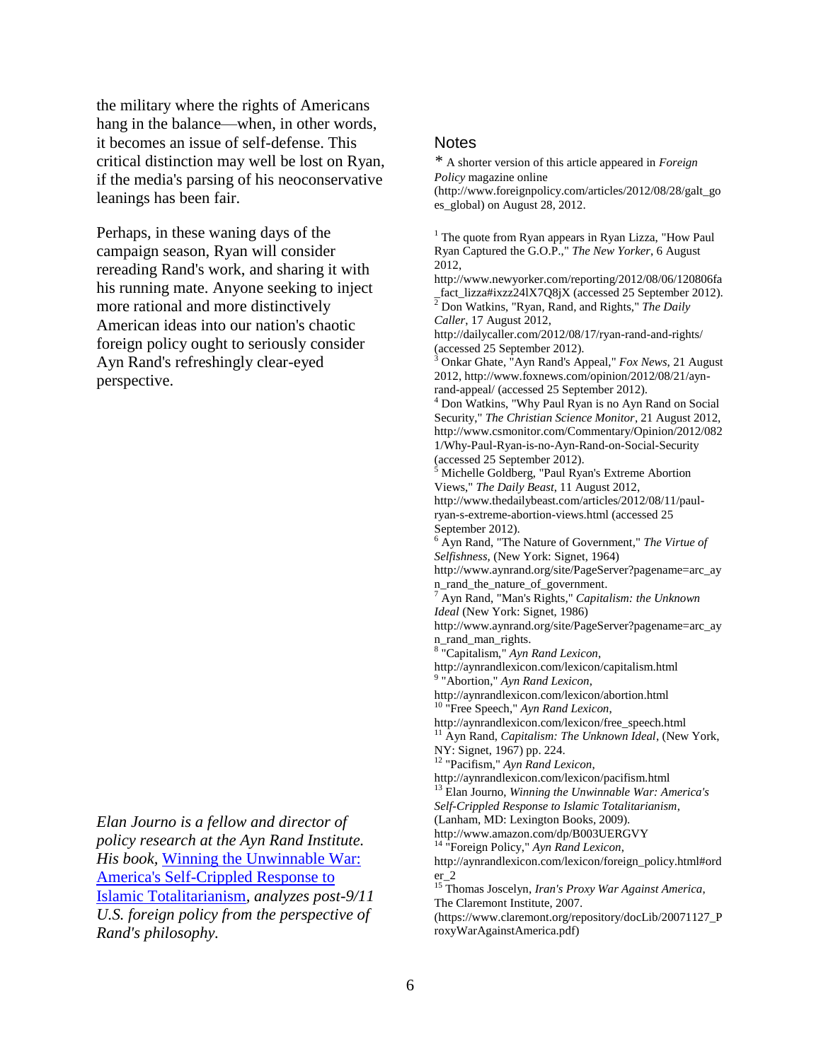the military where the rights of Americans hang in the balance—when, in other words, it becomes an issue of self-defense. This critical distinction may well be lost on Ryan, if the media's parsing of his neoconservative leanings has been fair.

Perhaps, in these waning days of the campaign season, Ryan will consider rereading Rand's work, and sharing it with his running mate. Anyone seeking to inject more rational and more distinctively American ideas into our nation's chaotic foreign policy ought to seriously consider Ayn Rand's refreshingly clear-eyed perspective.

*Elan Journo is a fellow and director of policy research at the Ayn Rand Institute. His book,* [Winning the Unwinnable War: America's Self-Crippled Response to Islamic Totalitarianism](http://www.amazon.com/dp/B003UERGVY)*, analyzes post-9/11 U.S. foreign policy from the perspective of Rand's philosophy.*

## Notes

\* A shorter version of this article appeared in *Foreign Policy* magazine online (http://www.foreignpolicy.com/articles/2012/08/28/galt_goes_global) on August 28, 2012.

[1] The quote from Ryan appears in Ryan Lizza, "How Paul Ryan Captured the G.O.P.," *The New Yorker*, 6 August 2012, http://www.newyorker.com/reporting/2012/08/06/120806fa_fact_lizza#ixzz24lX7Q8jX (accessed 25 September 2012).

[2] Don Watkins, "Ryan, Rand, and Rights," *The Daily Caller*, 17 August 2012, http://dailycaller.com/2012/08/17/ryan-rand-and-rights/ (accessed 25 September 2012).

[3] Onkar Ghate, "Ayn Rand's Appeal," *Fox News*, 21 August 2012, http://www.foxnews.com/opinion/2012/08/21/ayn-rand-appeal/ (accessed 25 September 2012).

[4] Don Watkins, "Why Paul Ryan is no Ayn Rand on Social Security," *The Christian Science Monitor*, 21 August 2012, http://www.csmonitor.com/Commentary/Opinion/2012/0821/Why-Paul-Ryan-is-no-Ayn-Rand-on-Social-Security (accessed 25 September 2012).

[5] Michelle Goldberg, "Paul Ryan's Extreme Abortion Views," *The Daily Beast*, 11 August 2012, http://www.thedailybeast.com/articles/2012/08/11/paul-ryan-s-extreme-abortion-views.html (accessed 25 September 2012).

[6] Ayn Rand, "The Nature of Government," *The Virtue of Selfishness*, (New York: Signet, 1964) http://www.aynrand.org/site/PageServer?pagename=arc_ayn_rand_the_nature_of_government.

[7] Ayn Rand, "Man's Rights," *Capitalism: the Unknown Ideal* (New York: Signet, 1986) http://www.aynrand.org/site/PageServer?pagename=arc_ayn_rand_man_rights.

[8] "Capitalism," *Ayn Rand Lexicon*, http://aynrandlexicon.com/lexicon/capitalism.html

[9] "Abortion," *Ayn Rand Lexicon*, http://aynrandlexicon.com/lexicon/abortion.html

[10] "Free Speech," *Ayn Rand Lexicon*, http://aynrandlexicon.com/lexicon/free_speech.html

[11] Ayn Rand, *Capitalism: The Unknown Ideal*, (New York, NY: Signet, 1967) pp. 224.

[12] "Pacifism," *Ayn Rand Lexicon*, http://aynrandlexicon.com/lexicon/pacifism.html

[13] Elan Journo, *Winning the Unwinnable War: America's Self-Crippled Response to Islamic Totalitarianism*, (Lanham, MD: Lexington Books, 2009). http://www.amazon.com/dp/B003UERGVY

[14] "Foreign Policy," *Ayn Rand Lexicon*, http://aynrandlexicon.com/lexicon/foreign_policy.html#order_2

[15] Thomas Joscelyn, *Iran's Proxy War Against America*, The Claremont Institute, 2007. (https://www.claremont.org/repository/docLib/20071127_ProxyWarAgainstAmerica.pdf)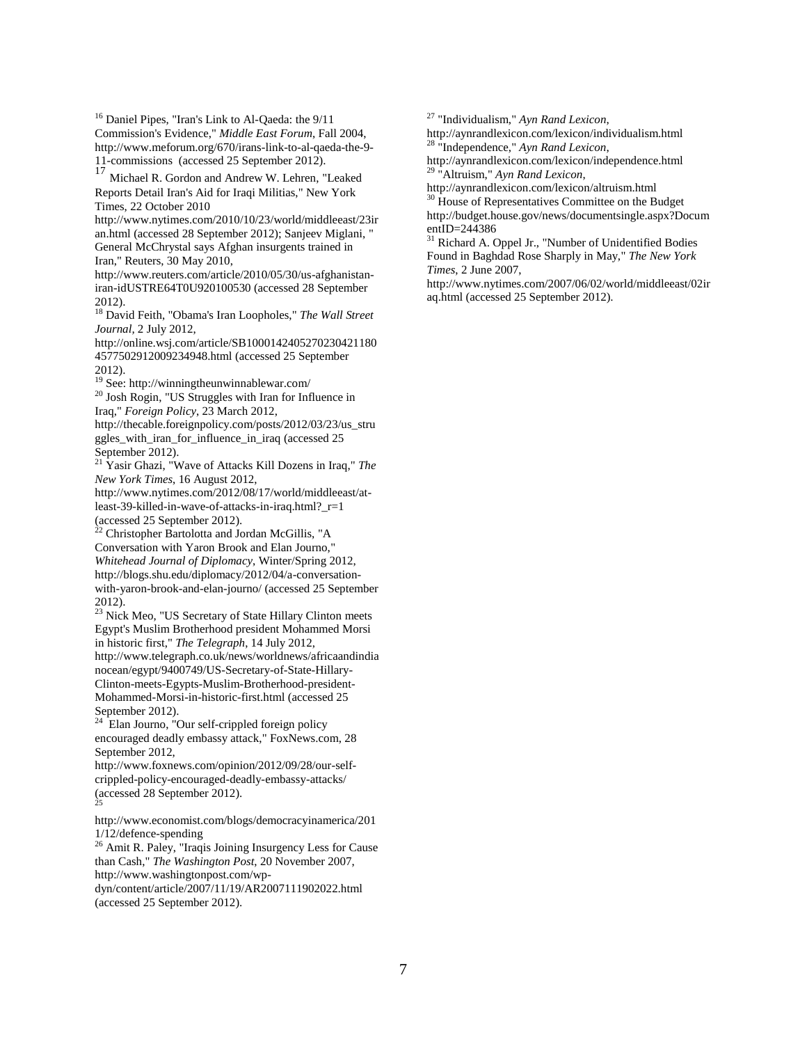[16] Daniel Pipes, "Iran's Link to Al-Qaeda: the 9/11 Commission's Evidence," *Middle East Forum*, Fall 2004, http://www.meforum.org/670/irans-link-to-al-qaeda-the-9-11-commissions (accessed 25 September 2012).

[17] Michael R. Gordon and Andrew W. Lehren, "Leaked Reports Detail Iran's Aid for Iraqi Militias," New York Times, 22 October 2010 http://www.nytimes.com/2010/10/23/world/middleeast/23iran.html (accessed 28 September 2012); Sanjeev Miglani, " General McChrystal says Afghan insurgents trained in Iran," Reuters, 30 May 2010, http://www.reuters.com/article/2010/05/30/us-afghanistan-iran-idUSTRE64T0U920100530 (accessed 28 September 2012).

[18] David Feith, "Obama's Iran Loopholes," *The Wall Street Journal*, 2 July 2012, http://online.wsj.com/article/SB10001424052702304211804577502912009234948.html (accessed 25 September 2012).

[19] See: http://winningtheunwinnablewar.com/

[20] Josh Rogin, "US Struggles with Iran for Influence in Iraq," *Foreign Policy*, 23 March 2012, http://thecable.foreignpolicy.com/posts/2012/03/23/us_struggles_with_iran_for_influence_in_iraq (accessed 25 September 2012).

[21] Yasir Ghazi, "Wave of Attacks Kill Dozens in Iraq," *The New York Times*, 16 August 2012, http://www.nytimes.com/2012/08/17/world/middleeast/at-least-39-killed-in-wave-of-attacks-in-iraq.html?_r=1 (accessed 25 September 2012).

[22] Christopher Bartolotta and Jordan McGillis, "A Conversation with Yaron Brook and Elan Journo," *Whitehead Journal of Diplomacy*, Winter/Spring 2012, http://blogs.shu.edu/diplomacy/2012/04/a-conversation-with-yaron-brook-and-elan-journo/ (accessed 25 September 2012).

[23] Nick Meo, "US Secretary of State Hillary Clinton meets Egypt's Muslim Brotherhood president Mohammed Morsi in historic first," *The Telegraph*, 14 July 2012, http://www.telegraph.co.uk/news/worldnews/africaandindianocean/egypt/9400749/US-Secretary-of-State-Hillary-Clinton-meets-Egypts-Muslim-Brotherhood-president-Mohammed-Morsi-in-historic-first.html (accessed 25 September 2012).

[24] Elan Journo, "Our self-crippled foreign policy encouraged deadly embassy attack," FoxNews.com, 28 September 2012, http://www.foxnews.com/opinion/2012/09/28/our-self-crippled-policy-encouraged-deadly-embassy-attacks/ (accessed 28 September 2012).

[25] http://www.economist.com/blogs/democracyinamerica/2011/12/defence-spending

[26] Amit R. Paley, "Iraqis Joining Insurgency Less for Cause than Cash," *The Washington Post*, 20 November 2007, http://www.washingtonpost.com/wp-dyn/content/article/2007/11/19/AR2007111902022.html (accessed 25 September 2012).

[27] "Individualism," *Ayn Rand Lexicon*, http://aynrandlexicon.com/lexicon/individualism.html

[28] "Independence," *Ayn Rand Lexicon*, http://aynrandlexicon.com/lexicon/independence.html

[29] "Altruism," *Ayn Rand Lexicon*, http://aynrandlexicon.com/lexicon/altruism.html

[30] House of Representatives Committee on the Budget http://budget.house.gov/news/documentsingle.aspx?DocumentID=244386

[31] Richard A. Oppel Jr., "Number of Unidentified Bodies Found in Baghdad Rose Sharply in May," *The New York Times*, 2 June 2007, http://www.nytimes.com/2007/06/02/world/middleeast/02iraq.html (accessed 25 September 2012).